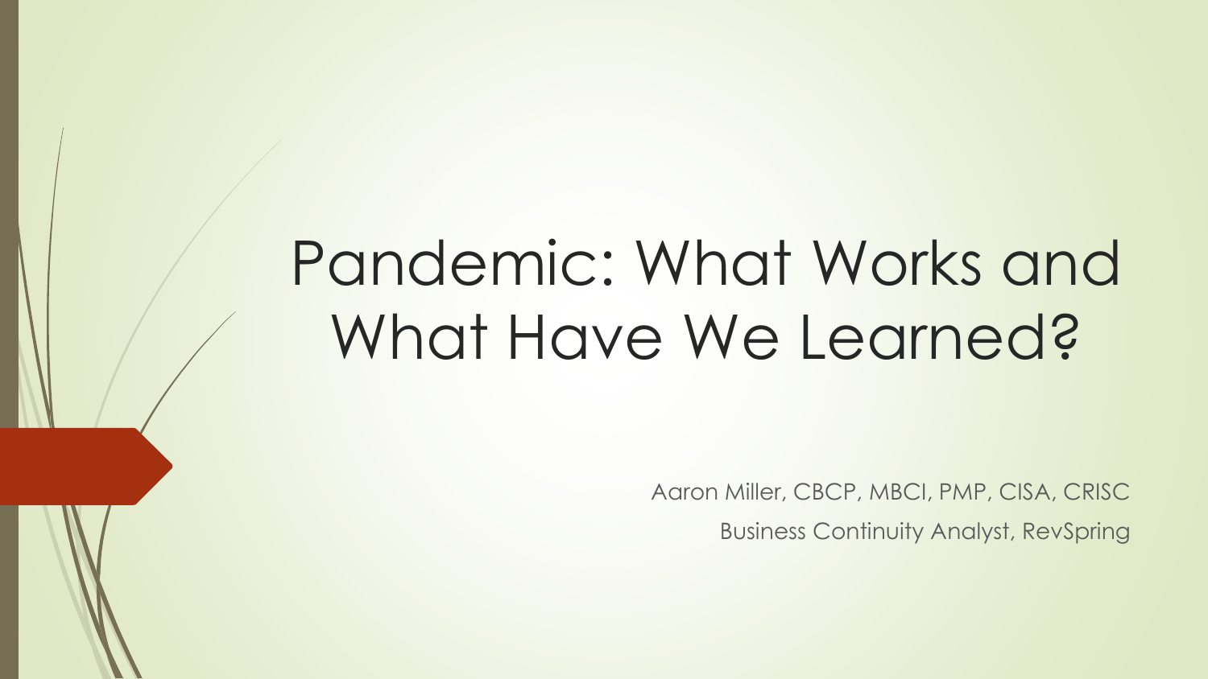# Pandemic: What Works and What Have We Learned?

Aaron Miller, CBCP, MBCI, PMP, CISA, CRISC

Business Continuity Analyst, RevSpring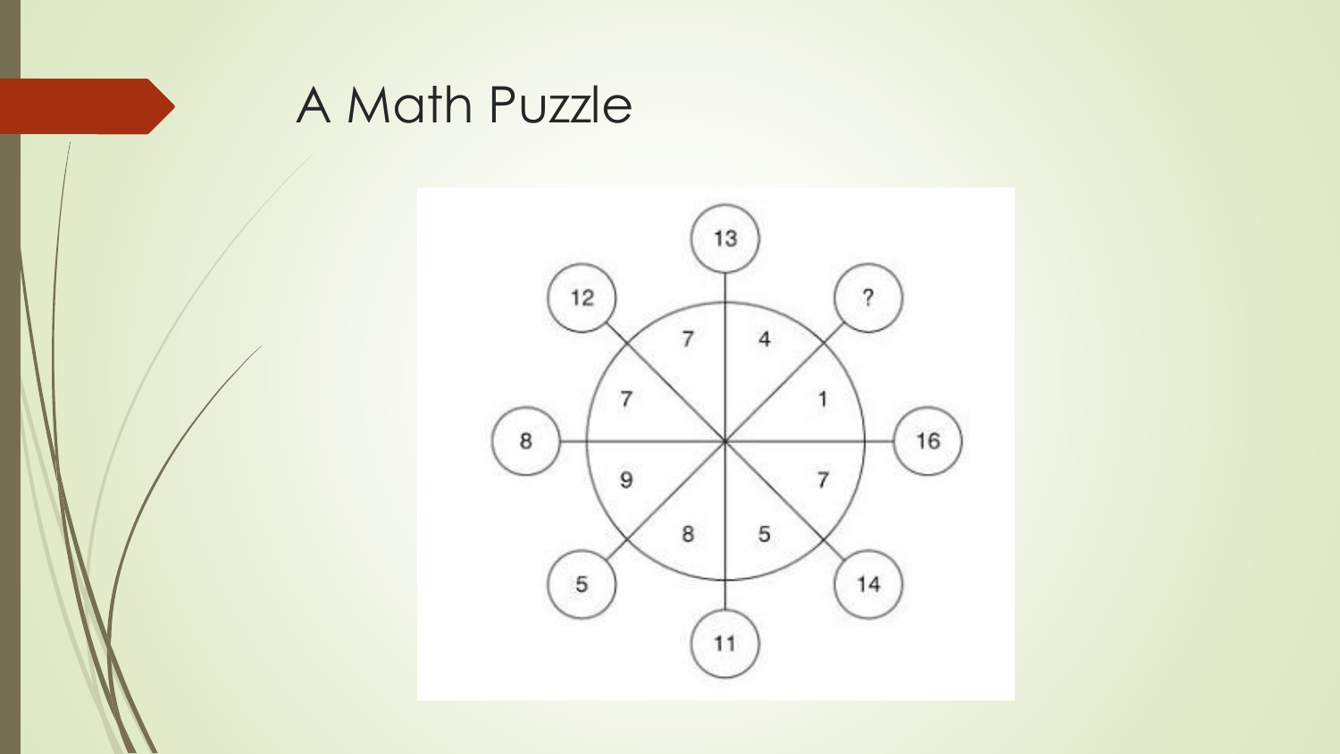# A Math Puzzle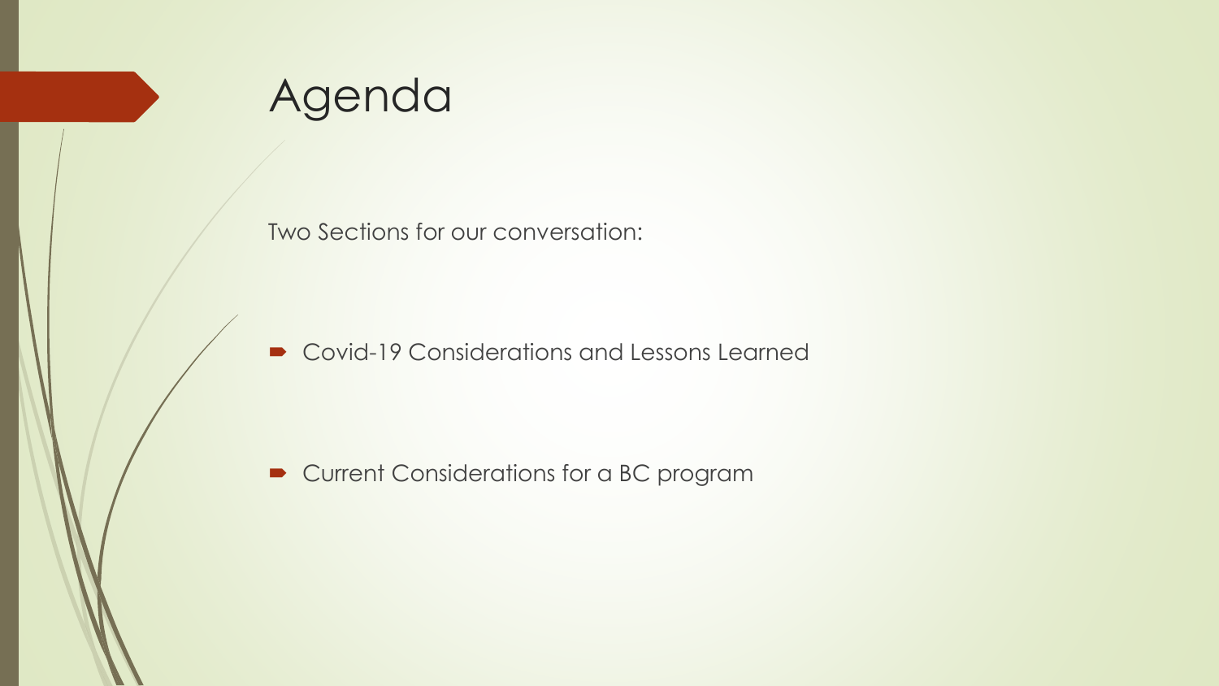# Agenda

Two Sections for our conversation:

- Covid-19 Considerations and Lessons Learned
- Current Considerations for a BC program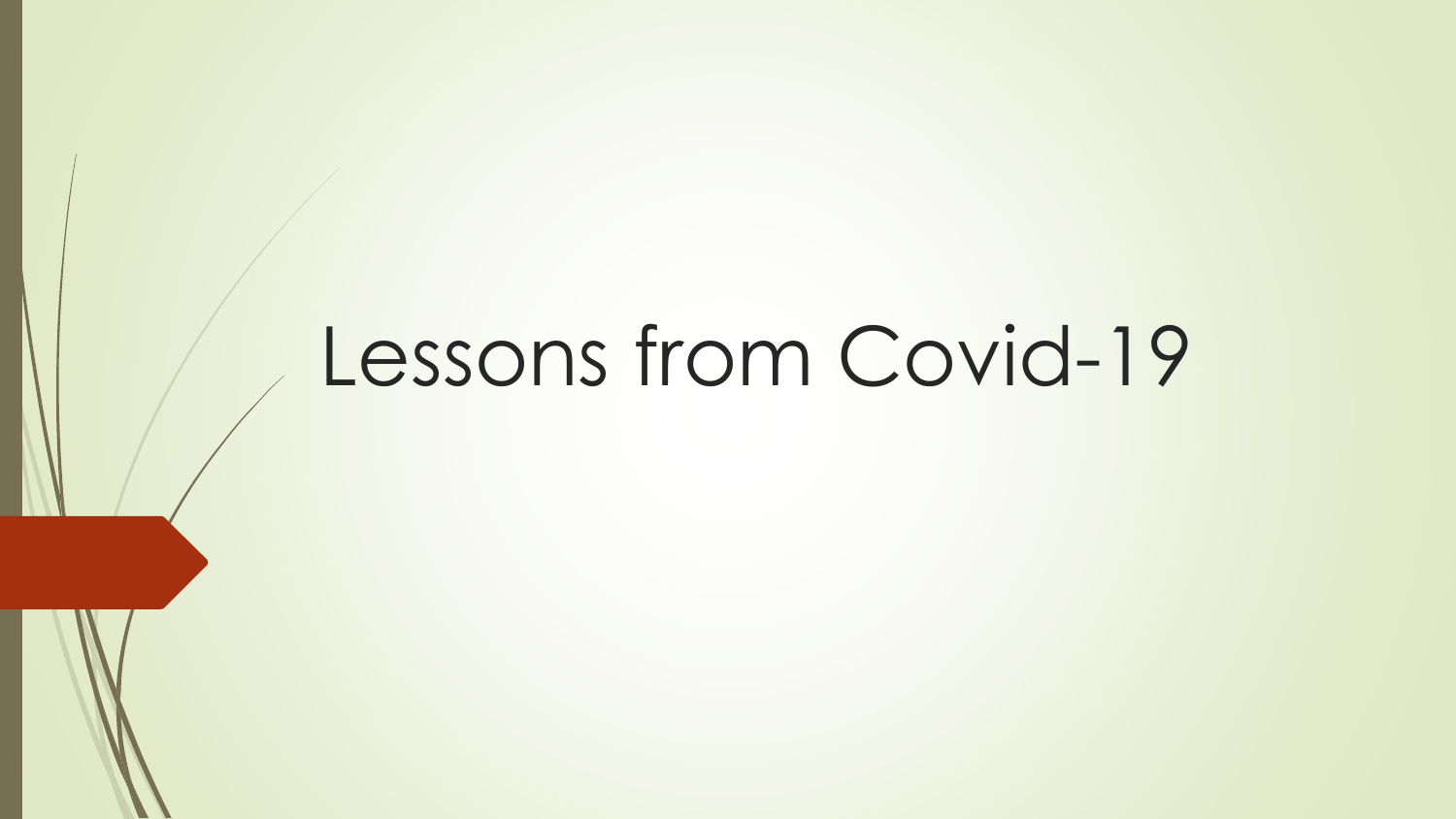# Lessons from Covid-19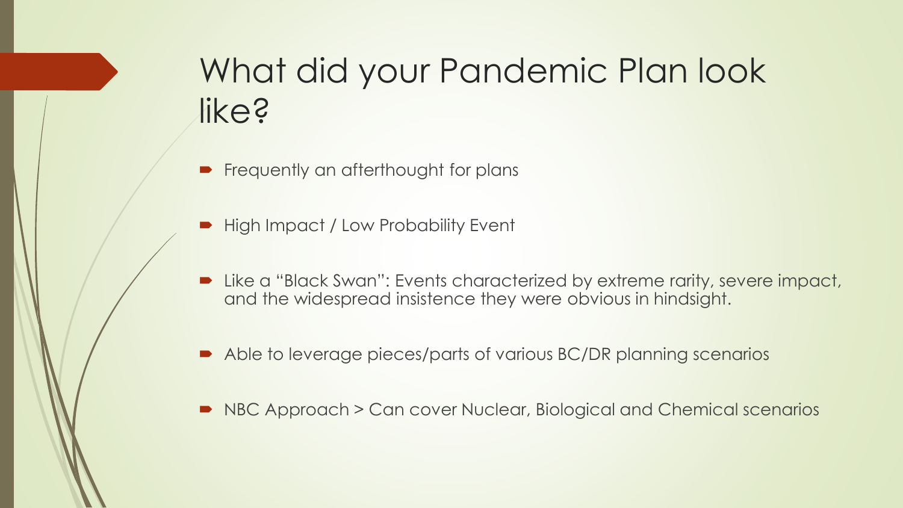# What did your Pandemic Plan look like?

- Frequently an afterthought for plans
- High Impact / Low Probability Event
- Like a "Black Swan": Events characterized by extreme rarity, severe impact, and the widespread insistence they were obvious in hindsight.
- Able to leverage pieces/parts of various BC/DR planning scenarios
- NBC Approach > Can cover Nuclear, Biological and Chemical scenarios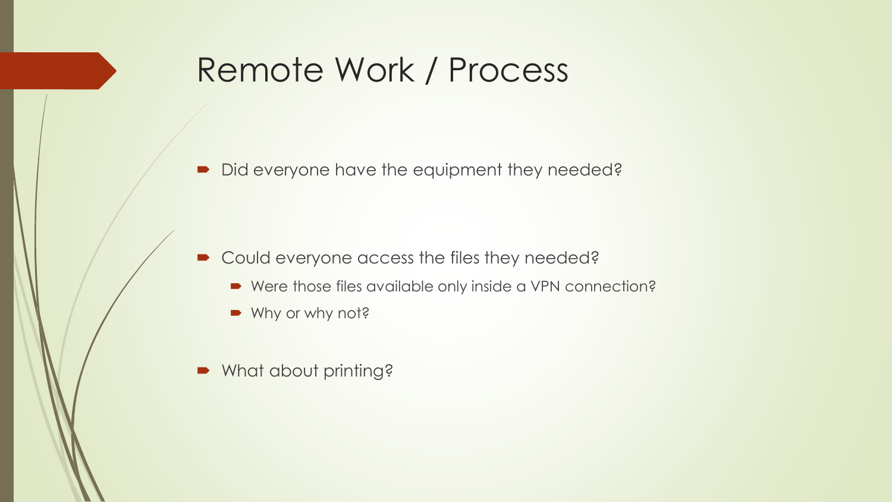# Remote Work / Process

- Did everyone have the equipment they needed?
- Could everyone access the files they needed?
  - Were those files available only inside a VPN connection?
  - Why or why not?
- What about printing?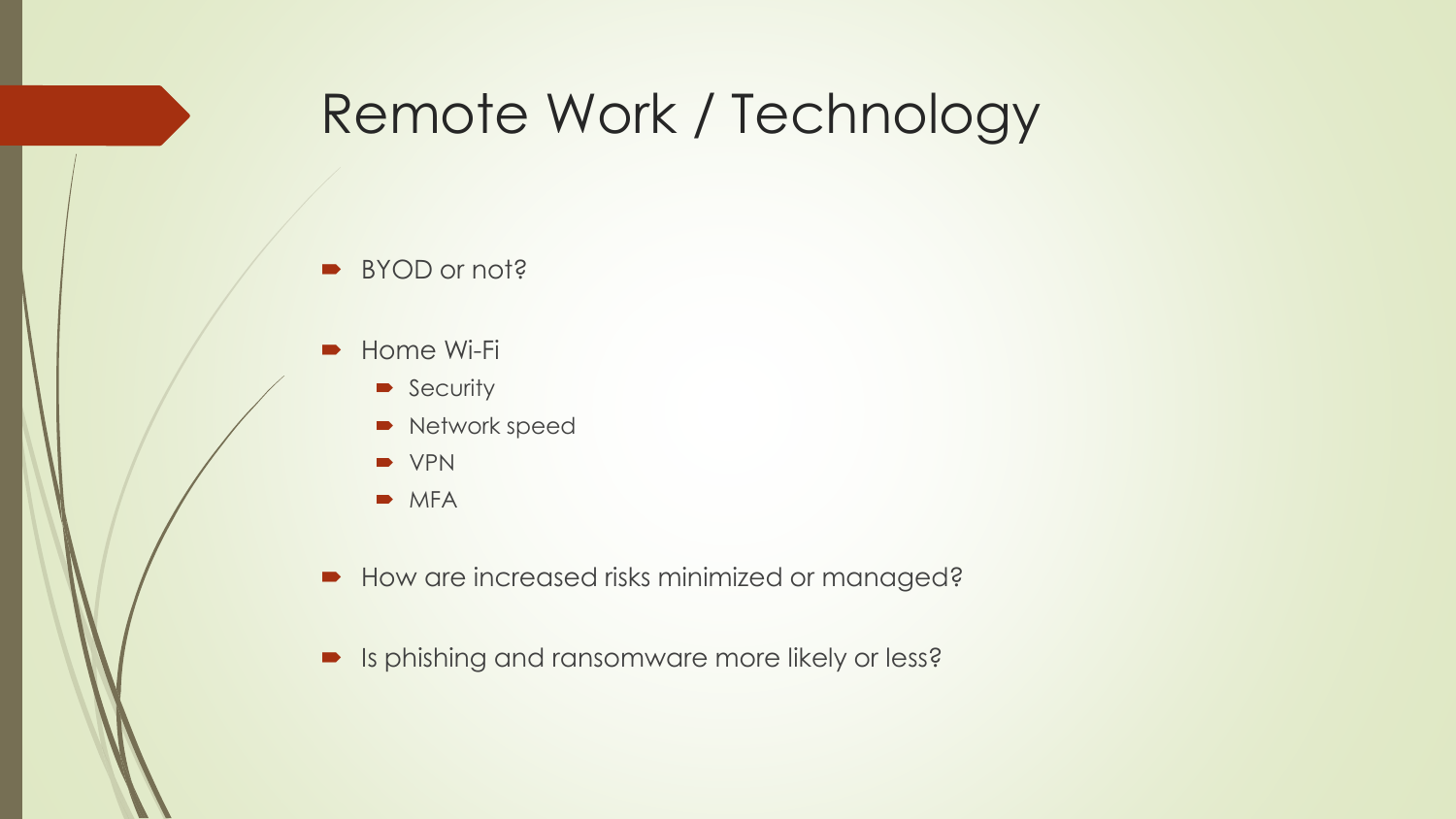# Remote Work / Technology

- BYOD or not?
- Home Wi-Fi
  - Security
  - Network speed
  - VPN
  - MFA
- How are increased risks minimized or managed?
- Is phishing and ransomware more likely or less?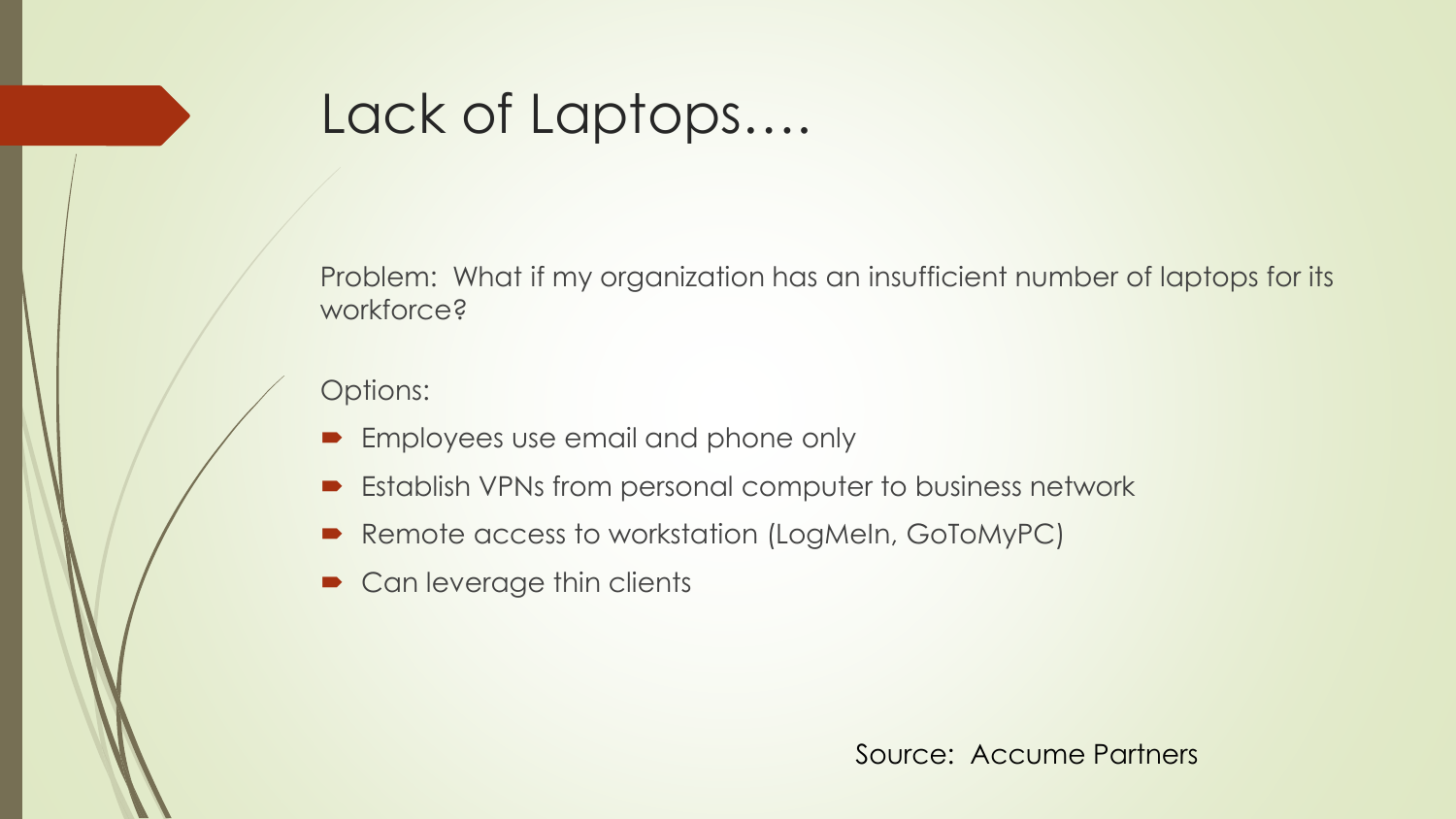# Lack of Laptops….

Problem: What if my organization has an insufficient number of laptops for its workforce?

Options:

- Employees use email and phone only
- Establish VPNs from personal computer to business network
- Remote access to workstation (LogMeIn, GoToMyPC)
- Can leverage thin clients

Source: Accume Partners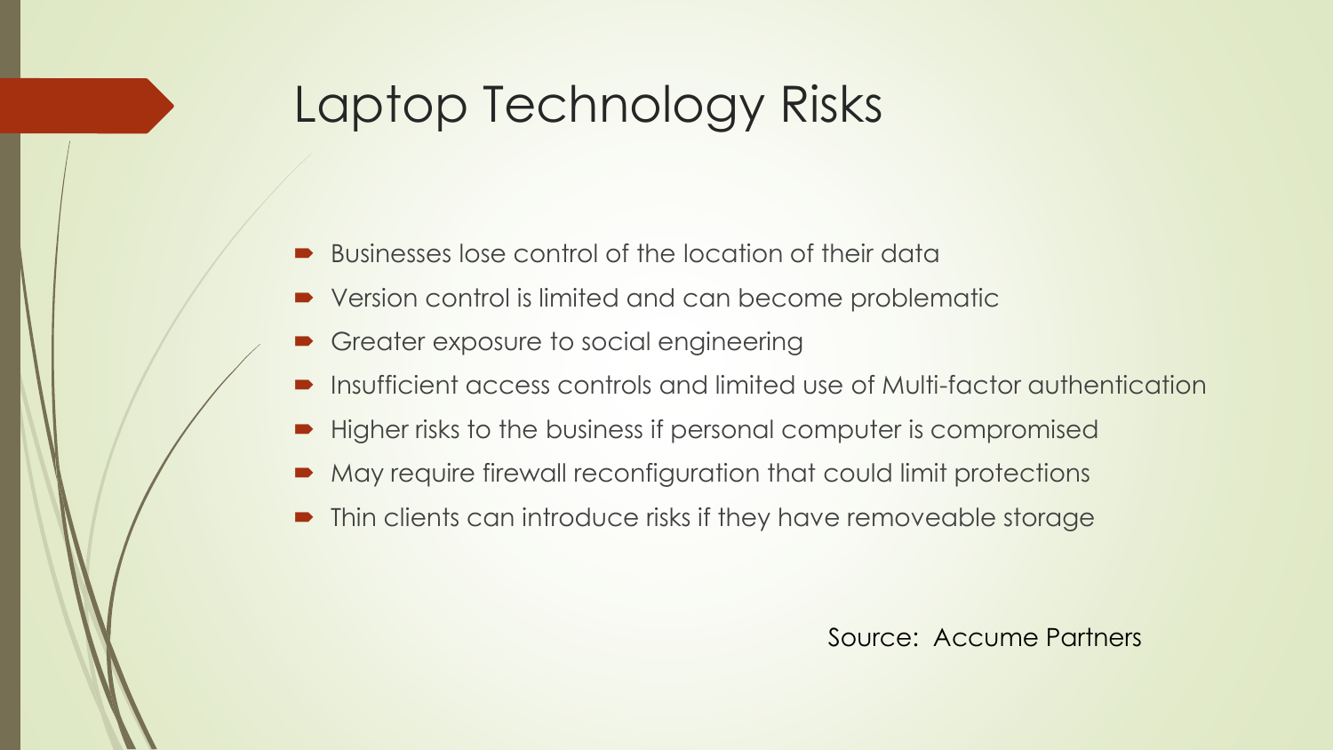# Laptop Technology Risks

- Businesses lose control of the location of their data
- Version control is limited and can become problematic
- Greater exposure to social engineering
- Insufficient access controls and limited use of Multi-factor authentication
- Higher risks to the business if personal computer is compromised
- May require firewall reconfiguration that could limit protections
- Thin clients can introduce risks if they have removeable storage

Source: Accume Partners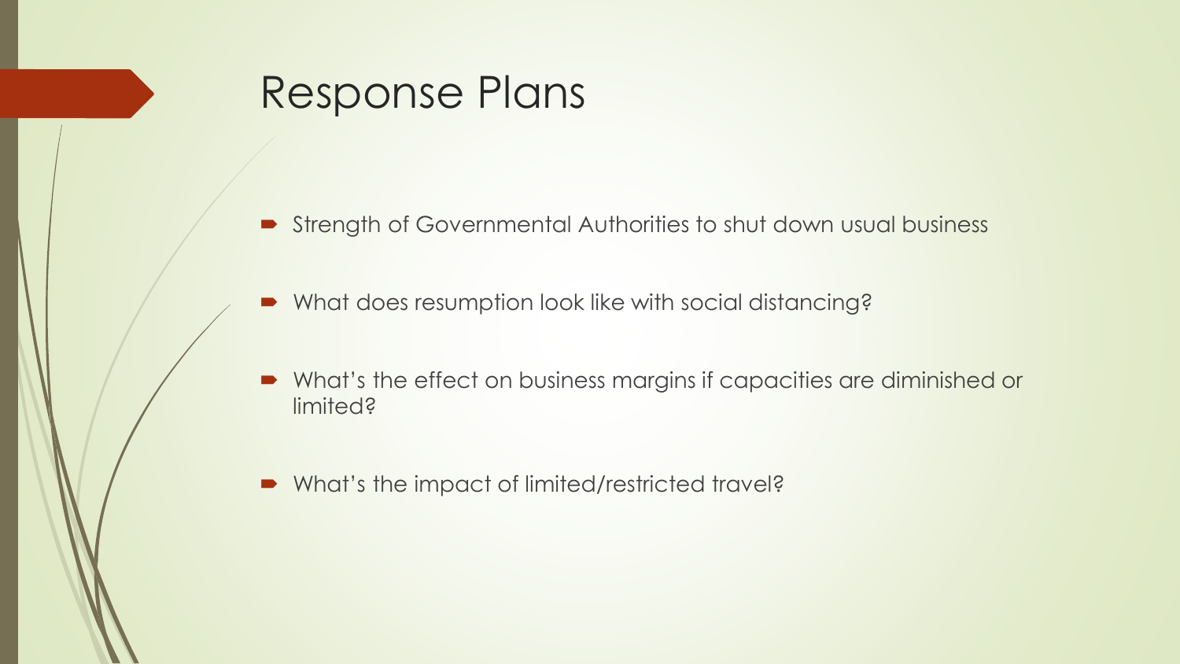# Response Plans

- Strength of Governmental Authorities to shut down usual business
- What does resumption look like with social distancing?
- What's the effect on business margins if capacities are diminished or limited?
- What's the impact of limited/restricted travel?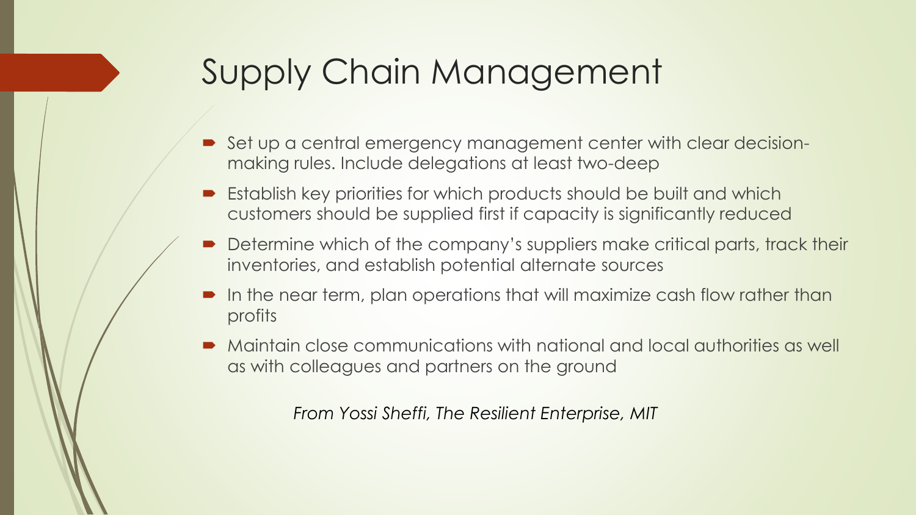# Supply Chain Management

- Set up a central emergency management center with clear decision-making rules. Include delegations at least two-deep
- Establish key priorities for which products should be built and which customers should be supplied first if capacity is significantly reduced
- Determine which of the company's suppliers make critical parts, track their inventories, and establish potential alternate sources
- In the near term, plan operations that will maximize cash flow rather than profits
- Maintain close communications with national and local authorities as well as with colleagues and partners on the ground

*From Yossi Sheffi, The Resilient Enterprise, MIT*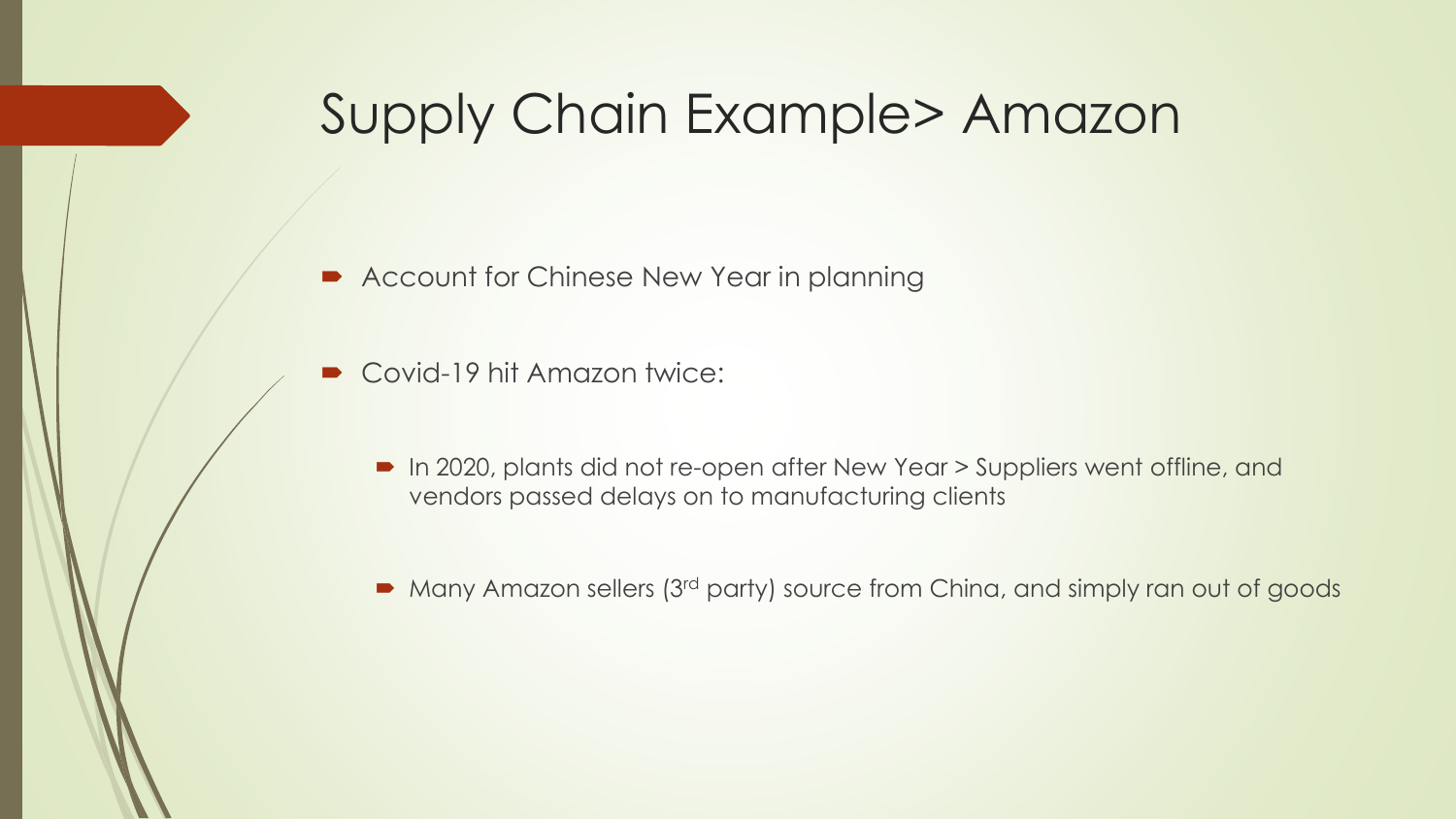# Supply Chain Example> Amazon

- Account for Chinese New Year in planning
- Covid-19 hit Amazon twice:
  - In 2020, plants did not re-open after New Year > Suppliers went offline, and vendors passed delays on to manufacturing clients
  - Many Amazon sellers (3rd party) source from China, and simply ran out of goods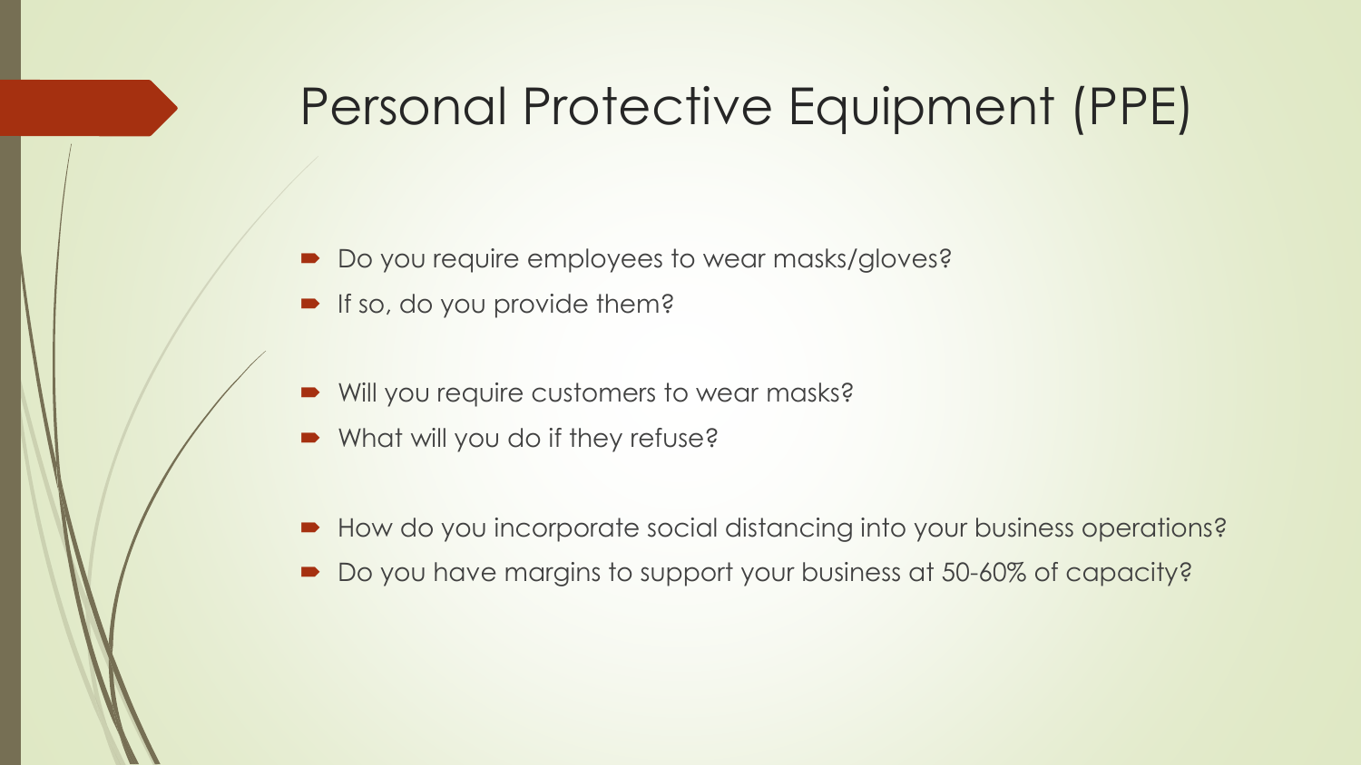# Personal Protective Equipment (PPE)

- Do you require employees to wear masks/gloves?
- If so, do you provide them?

- Will you require customers to wear masks?
- What will you do if they refuse?

- How do you incorporate social distancing into your business operations?
- Do you have margins to support your business at 50-60% of capacity?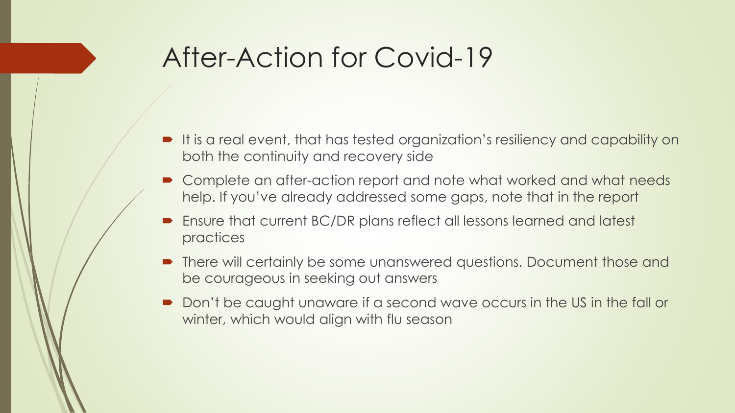# After-Action for Covid-19

- It is a real event, that has tested organization's resiliency and capability on both the continuity and recovery side
- Complete an after-action report and note what worked and what needs help. If you've already addressed some gaps, note that in the report
- Ensure that current BC/DR plans reflect all lessons learned and latest practices
- There will certainly be some unanswered questions. Document those and be courageous in seeking out answers
- Don't be caught unaware if a second wave occurs in the US in the fall or winter, which would align with flu season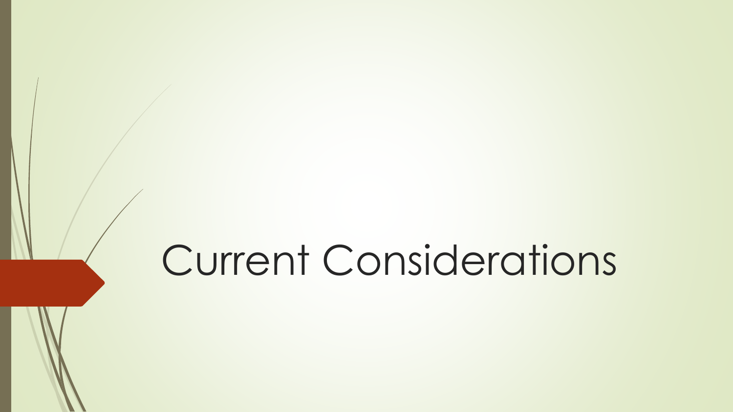# Current Considerations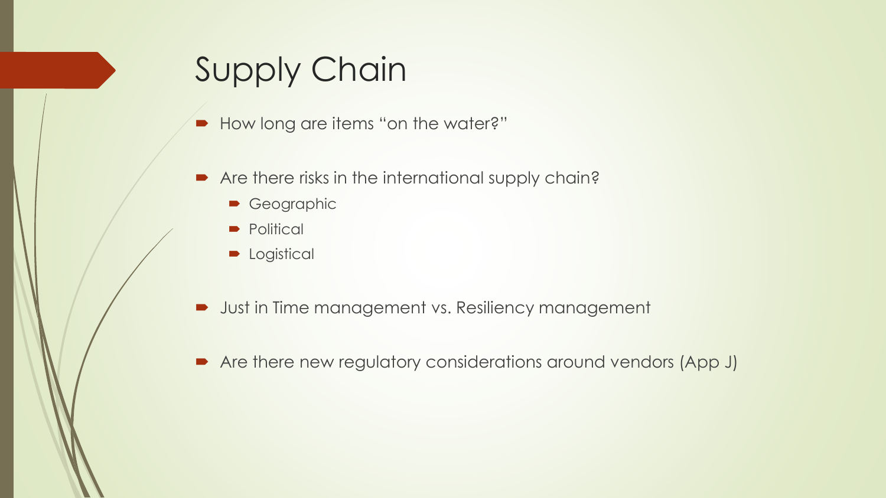# Supply Chain

- How long are items "on the water?"
- Are there risks in the international supply chain?
  - Geographic
  - Political
  - Logistical
- Just in Time management vs. Resiliency management
- Are there new regulatory considerations around vendors (App J)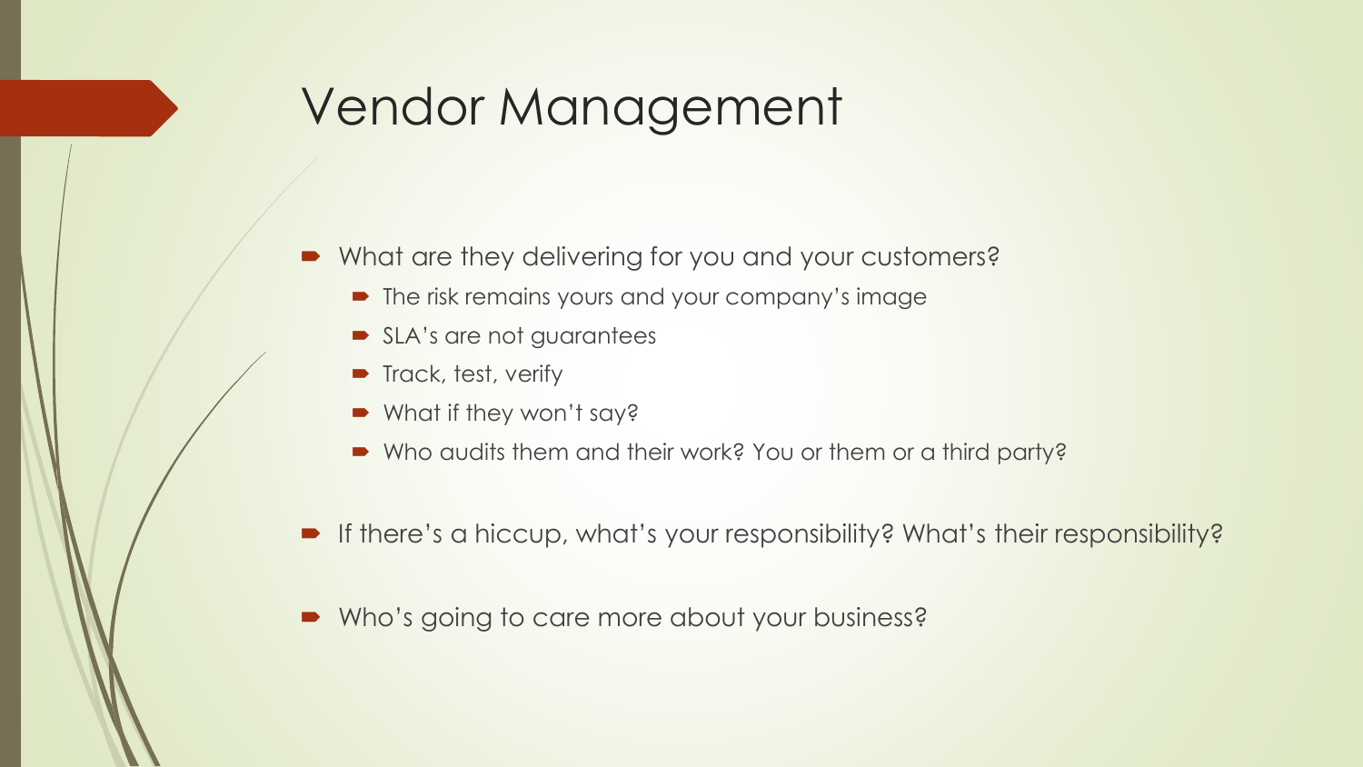# Vendor Management

- What are they delivering for you and your customers?
  - The risk remains yours and your company's image
  - SLA's are not guarantees
  - Track, test, verify
  - What if they won't say?
  - Who audits them and their work? You or them or a third party?
- If there's a hiccup, what's your responsibility? What's their responsibility?
- Who's going to care more about your business?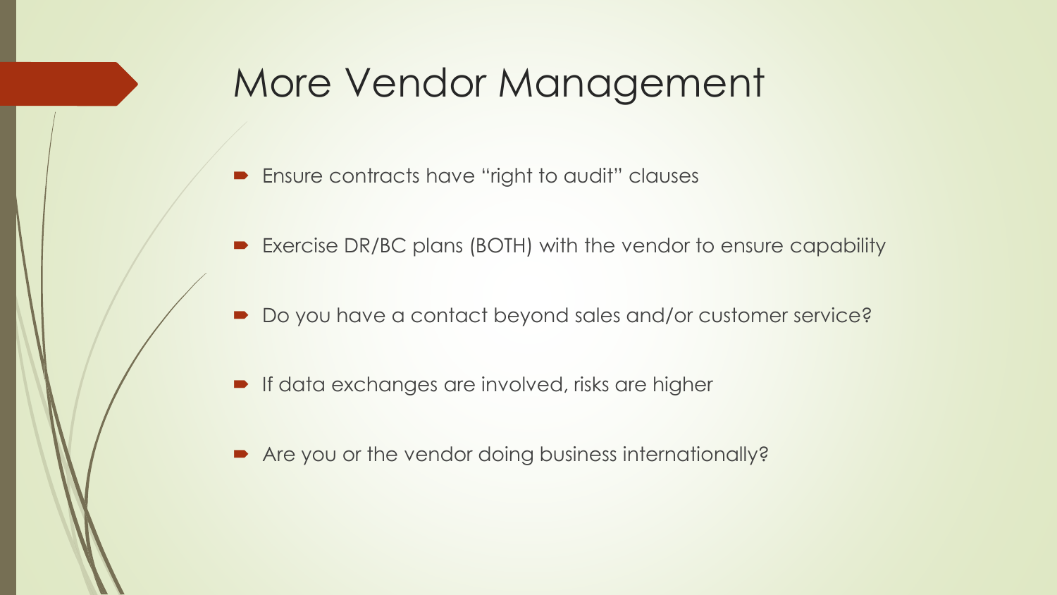# More Vendor Management

- Ensure contracts have "right to audit" clauses
- Exercise DR/BC plans (BOTH) with the vendor to ensure capability
- Do you have a contact beyond sales and/or customer service?
- If data exchanges are involved, risks are higher
- Are you or the vendor doing business internationally?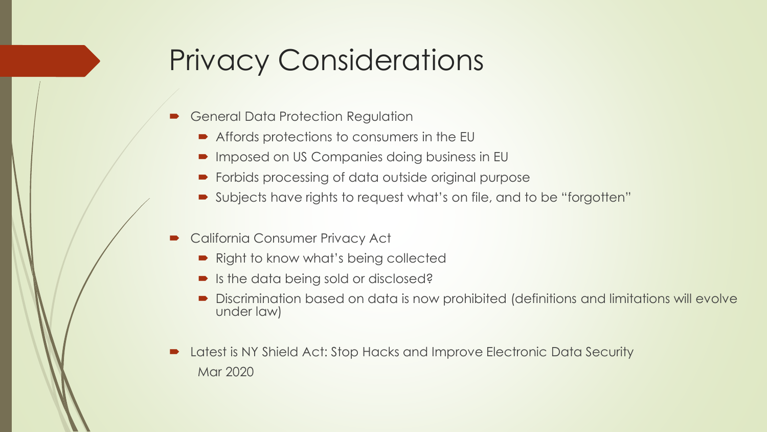# Privacy Considerations

- General Data Protection Regulation
  - Affords protections to consumers in the EU
  - Imposed on US Companies doing business in EU
  - Forbids processing of data outside original purpose
  - Subjects have rights to request what's on file, and to be "forgotten"
- California Consumer Privacy Act
  - Right to know what's being collected
  - Is the data being sold or disclosed?
  - Discrimination based on data is now prohibited (definitions and limitations will evolve under law)
- Latest is NY Shield Act: Stop Hacks and Improve Electronic Data Security
  Mar 2020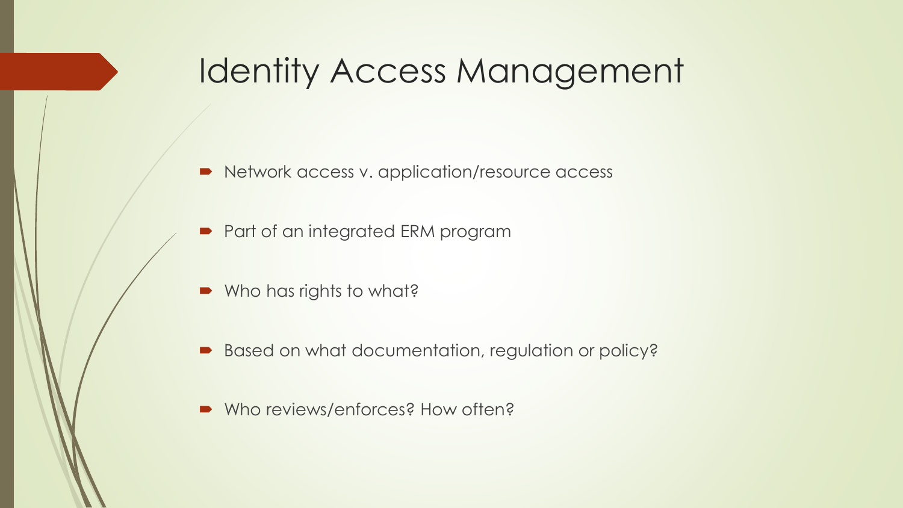# Identity Access Management

- Network access v. application/resource access
- Part of an integrated ERM program
- Who has rights to what?
- Based on what documentation, regulation or policy?
- Who reviews/enforces? How often?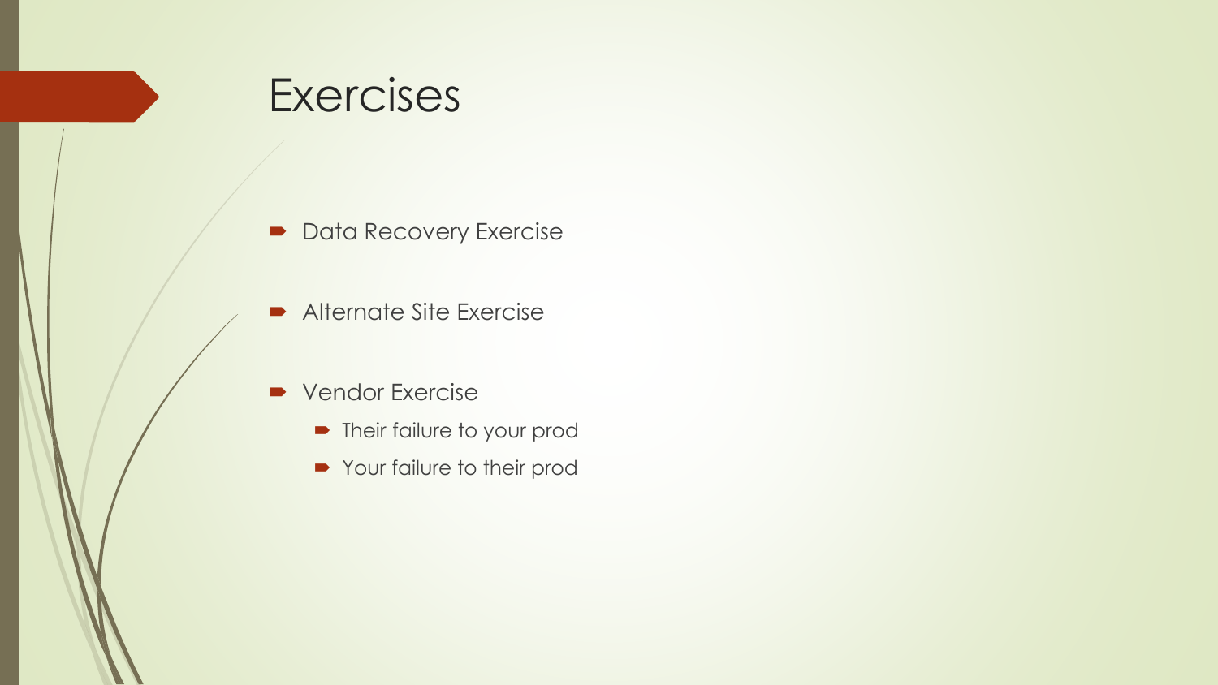# Exercises

- Data Recovery Exercise
- Alternate Site Exercise
- Vendor Exercise
  - Their failure to your prod
  - Your failure to their prod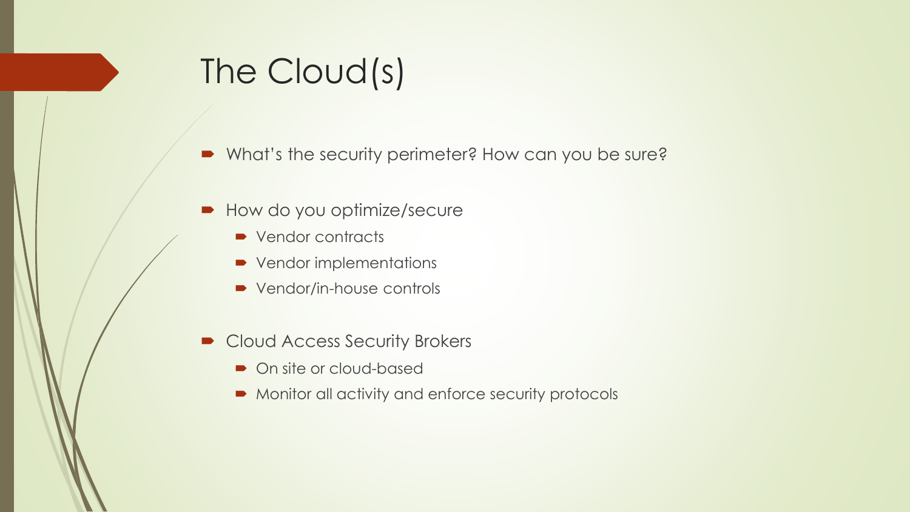# The Cloud(s)

- What's the security perimeter? How can you be sure?
- How do you optimize/secure
  - Vendor contracts
  - Vendor implementations
  - Vendor/in-house controls
- Cloud Access Security Brokers
  - On site or cloud-based
  - Monitor all activity and enforce security protocols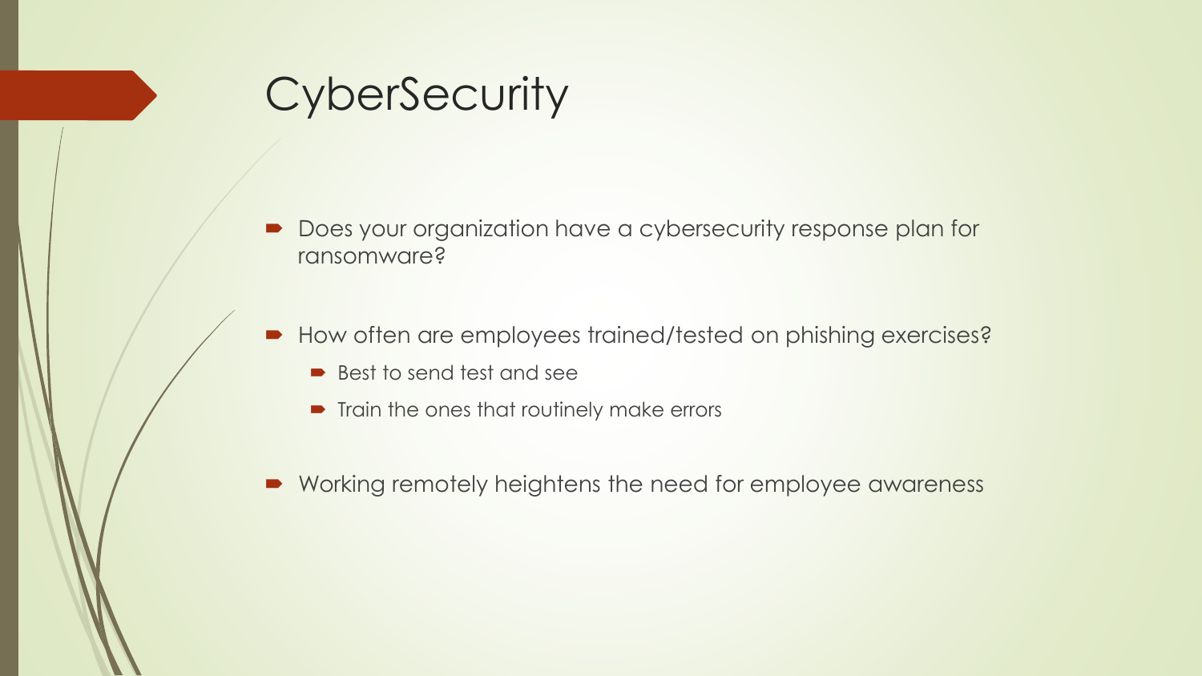# CyberSecurity

- Does your organization have a cybersecurity response plan for ransomware?
- How often are employees trained/tested on phishing exercises?
  - Best to send test and see
  - Train the ones that routinely make errors
- Working remotely heightens the need for employee awareness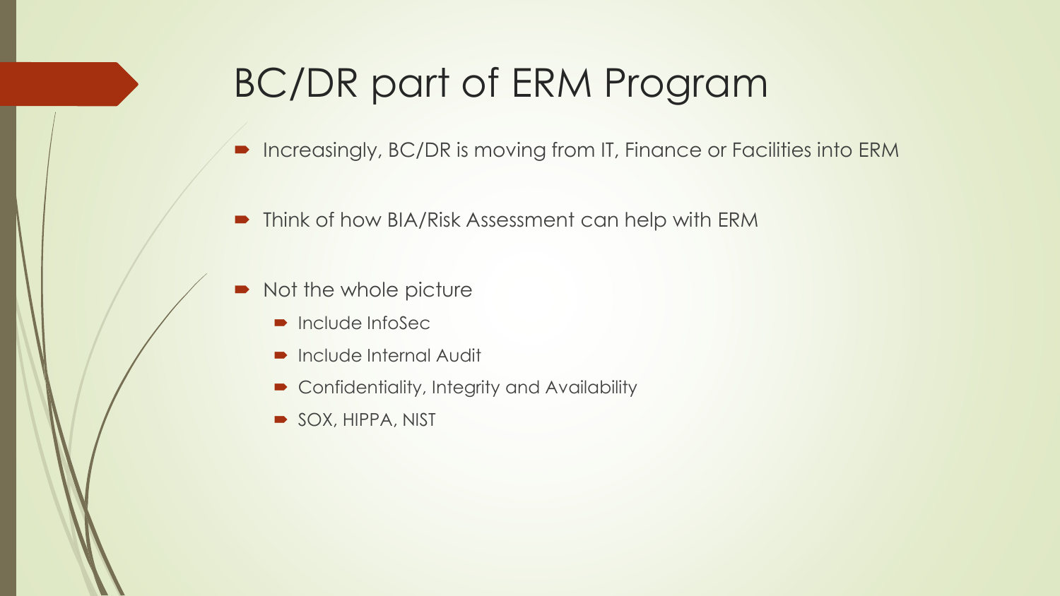# BC/DR part of ERM Program

- Increasingly, BC/DR is moving from IT, Finance or Facilities into ERM
- Think of how BIA/Risk Assessment can help with ERM
- Not the whole picture
  - Include InfoSec
  - Include Internal Audit
  - Confidentiality, Integrity and Availability
  - SOX, HIPPA, NIST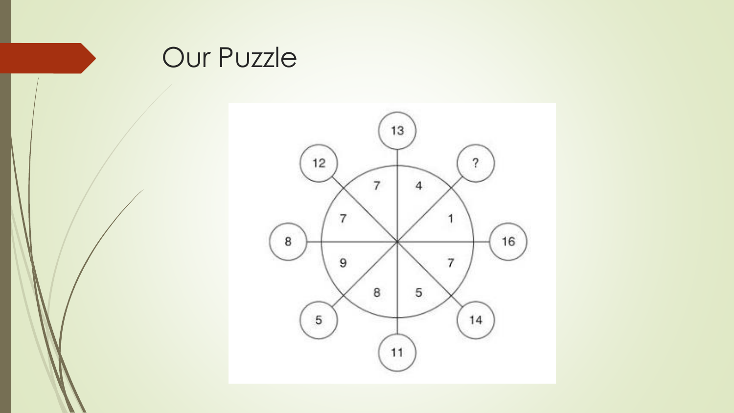# Our Puzzle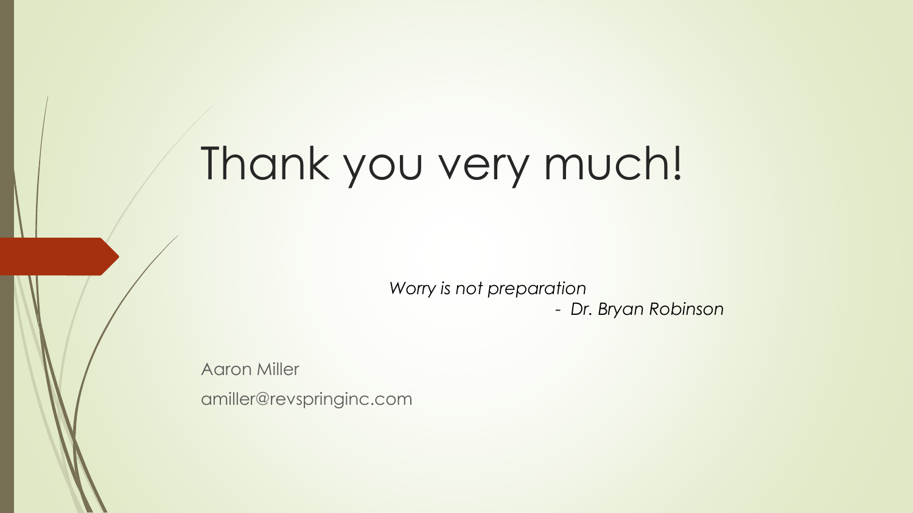# Thank you very much!

*Worry is not preparation*
*- Dr. Bryan Robinson*

Aaron Miller

amiller@revspringinc.com